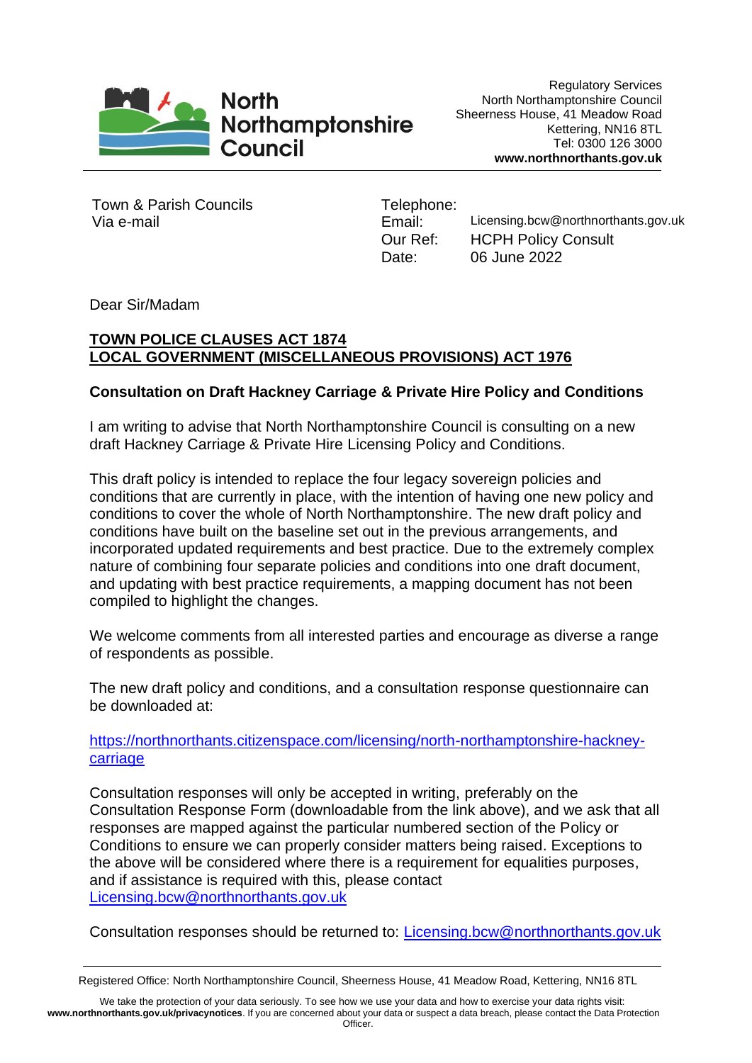**North Northamptonshire Council**

Regulatory Services
North Northamptonshire Council
Sheerness House, 41 Meadow Road
Kettering, NN16 8TL
Tel: 0300 126 3000
**www.northnorthants.gov.uk**

Town & Parish Councils
Via e-mail

Telephone:
Email: Licensing.bcw@northnorthants.gov.uk
Our Ref: HCPH Policy Consult
Date: 06 June 2022

Dear Sir/Madam

**TOWN POLICE CLAUSES ACT 1874**
**LOCAL GOVERNMENT (MISCELLANEOUS PROVISIONS) ACT 1976**

**Consultation on Draft Hackney Carriage & Private Hire Policy and Conditions**

I am writing to advise that North Northamptonshire Council is consulting on a new draft Hackney Carriage & Private Hire Licensing Policy and Conditions.

This draft policy is intended to replace the four legacy sovereign policies and conditions that are currently in place, with the intention of having one new policy and conditions to cover the whole of North Northamptonshire. The new draft policy and conditions have built on the baseline set out in the previous arrangements, and incorporated updated requirements and best practice. Due to the extremely complex nature of combining four separate policies and conditions into one draft document, and updating with best practice requirements, a mapping document has not been compiled to highlight the changes.

We welcome comments from all interested parties and encourage as diverse a range of respondents as possible.

The new draft policy and conditions, and a consultation response questionnaire can be downloaded at:

https://northnorthants.citizenspace.com/licensing/north-northamptonshire-hackney-carriage

Consultation responses will only be accepted in writing, preferably on the Consultation Response Form (downloadable from the link above), and we ask that all responses are mapped against the particular numbered section of the Policy or Conditions to ensure we can properly consider matters being raised. Exceptions to the above will be considered where there is a requirement for equalities purposes, and if assistance is required with this, please contact Licensing.bcw@northnorthants.gov.uk

Consultation responses should be returned to: Licensing.bcw@northnorthants.gov.uk

Registered Office: North Northamptonshire Council, Sheerness House, 41 Meadow Road, Kettering, NN16 8TL

We take the protection of your data seriously. To see how we use your data and how to exercise your data rights visit: **www.northnorthants.gov.uk/privacynotices**. If you are concerned about your data or suspect a data breach, please contact the Data Protection Officer.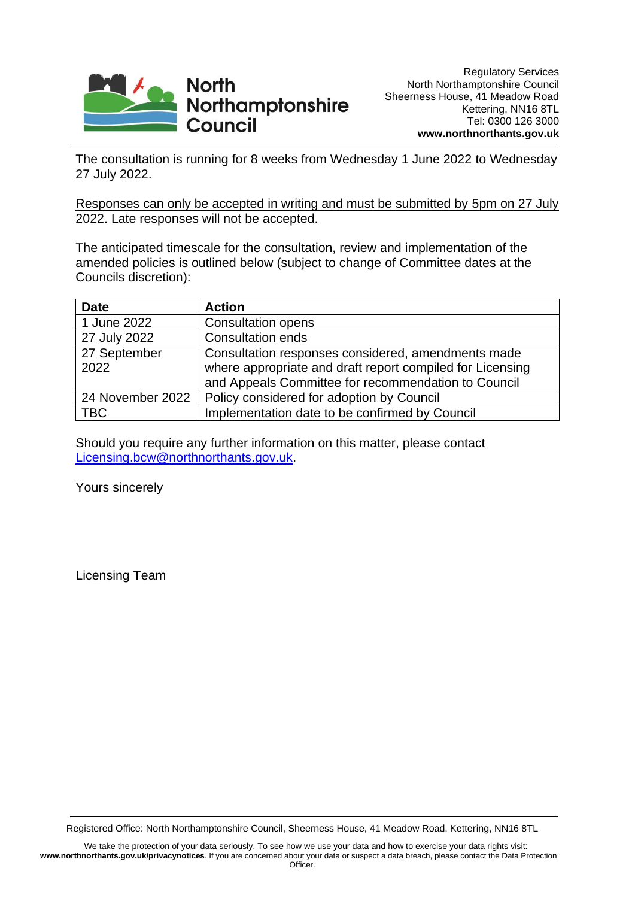Regulatory Services
North Northamptonshire Council
Sheerness House, 41 Meadow Road
Kettering, NN16 8TL
Tel: 0300 126 3000
**www.northnorthants.gov.uk**

The consultation is running for 8 weeks from Wednesday 1 June 2022 to Wednesday 27 July 2022.

Responses can only be accepted in writing and must be submitted by 5pm on 27 July 2022. Late responses will not be accepted.

The anticipated timescale for the consultation, review and implementation of the amended policies is outlined below (subject to change of Committee dates at the Councils discretion):

| Date | Action |
|---|---|
| 1 June 2022 | Consultation opens |
| 27 July 2022 | Consultation ends |
| 27 September 2022 | Consultation responses considered, amendments made where appropriate and draft report compiled for Licensing and Appeals Committee for recommendation to Council |
| 24 November 2022 | Policy considered for adoption by Council |
| TBC | Implementation date to be confirmed by Council |

Should you require any further information on this matter, please contact Licensing.bcw@northnorthants.gov.uk.

Yours sincerely

Licensing Team

Registered Office: North Northamptonshire Council, Sheerness House, 41 Meadow Road, Kettering, NN16 8TL

We take the protection of your data seriously. To see how we use your data and how to exercise your data rights visit: **www.northnorthants.gov.uk/privacynotices**. If you are concerned about your data or suspect a data breach, please contact the Data Protection Officer.